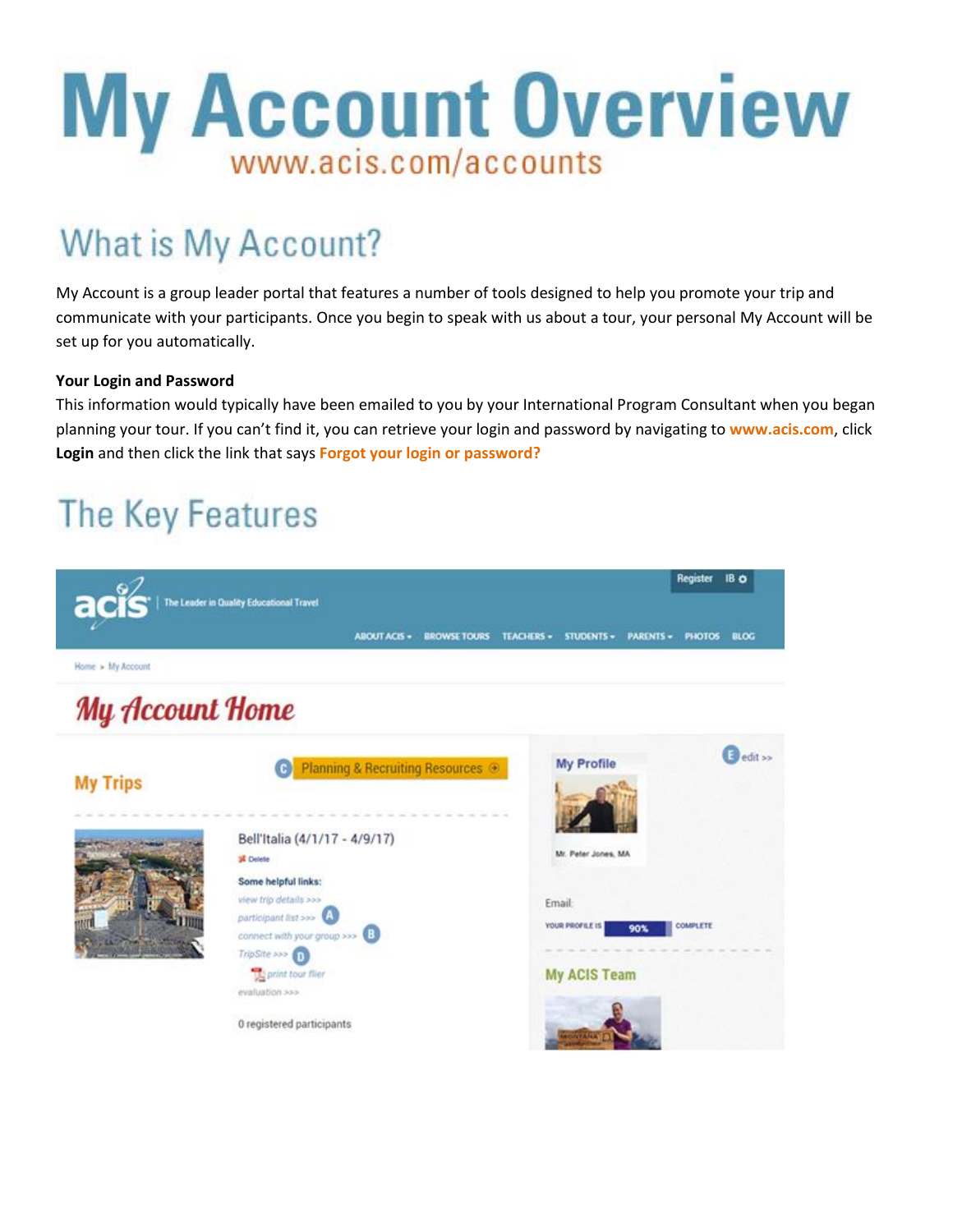# My Account Overview

www.acis.com/accounts

## What is My Account?

My Account is a group leader portal that features a number of tools designed to help you promote your trip and communicate with your participants. Once you begin to speak with us about a tour, your personal My Account will be set up for you automatically.

**Your Login and Password**

This information would typically have been emailed to you by your International Program Consultant when you began planning your tour. If you can't find it, you can retrieve your login and password by navigating to **www.acis.com**, click **Login** and then click the link that says **Forgot your login or password?**

## The Key Features

Register IB

acis | The Leader in Quality Educational Travel

ABOUT ACIS BROWSE TOURS TEACHERS STUDENTS PARENTS PHOTOS BLOG

Home > My Account

My Account Home

My Trips

C Planning & Recruiting Resources

Bell'Italia (4/1/17 - 4/9/17)

Delete

Some helpful links:

view trip details >>>

participant list >>> A

connect with your group >>> B

TripSite >>> D

print tour flier

evaluation >>>

0 registered participants

My Profile

E edit >>

Mr. Peter Jones, MA

Email:

YOUR PROFILE IS 90% COMPLETE

My ACIS Team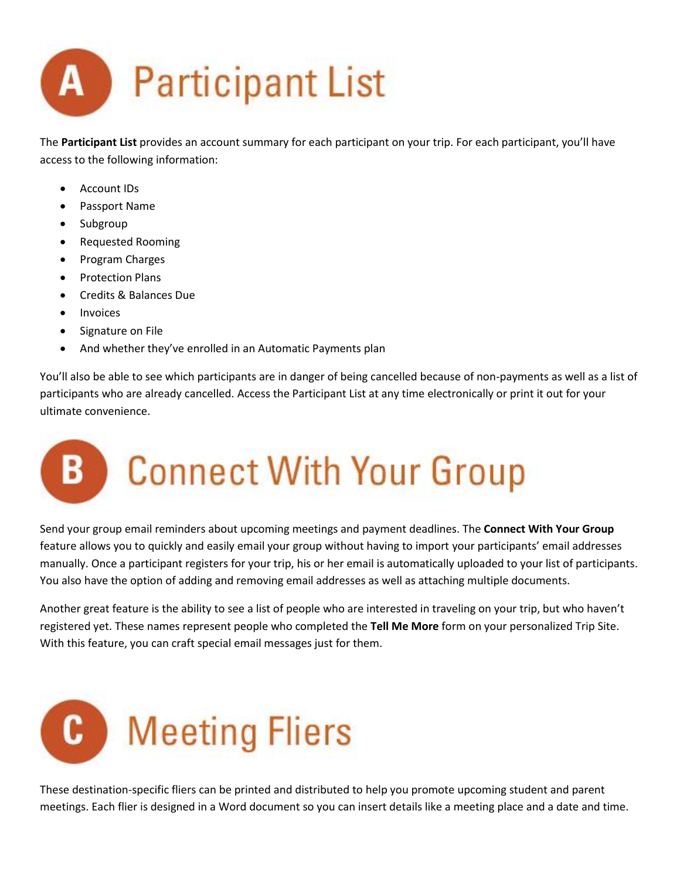# A Participant List

The **Participant List** provides an account summary for each participant on your trip. For each participant, you'll have access to the following information:

- Account IDs
- Passport Name
- Subgroup
- Requested Rooming
- Program Charges
- Protection Plans
- Credits & Balances Due
- Invoices
- Signature on File
- And whether they've enrolled in an Automatic Payments plan

You'll also be able to see which participants are in danger of being cancelled because of non-payments as well as a list of participants who are already cancelled. Access the Participant List at any time electronically or print it out for your ultimate convenience.

# B Connect With Your Group

Send your group email reminders about upcoming meetings and payment deadlines. The **Connect With Your Group** feature allows you to quickly and easily email your group without having to import your participants' email addresses manually. Once a participant registers for your trip, his or her email is automatically uploaded to your list of participants. You also have the option of adding and removing email addresses as well as attaching multiple documents.

Another great feature is the ability to see a list of people who are interested in traveling on your trip, but who haven't registered yet. These names represent people who completed the **Tell Me More** form on your personalized Trip Site. With this feature, you can craft special email messages just for them.

# C Meeting Fliers

These destination-specific fliers can be printed and distributed to help you promote upcoming student and parent meetings. Each flier is designed in a Word document so you can insert details like a meeting place and a date and time.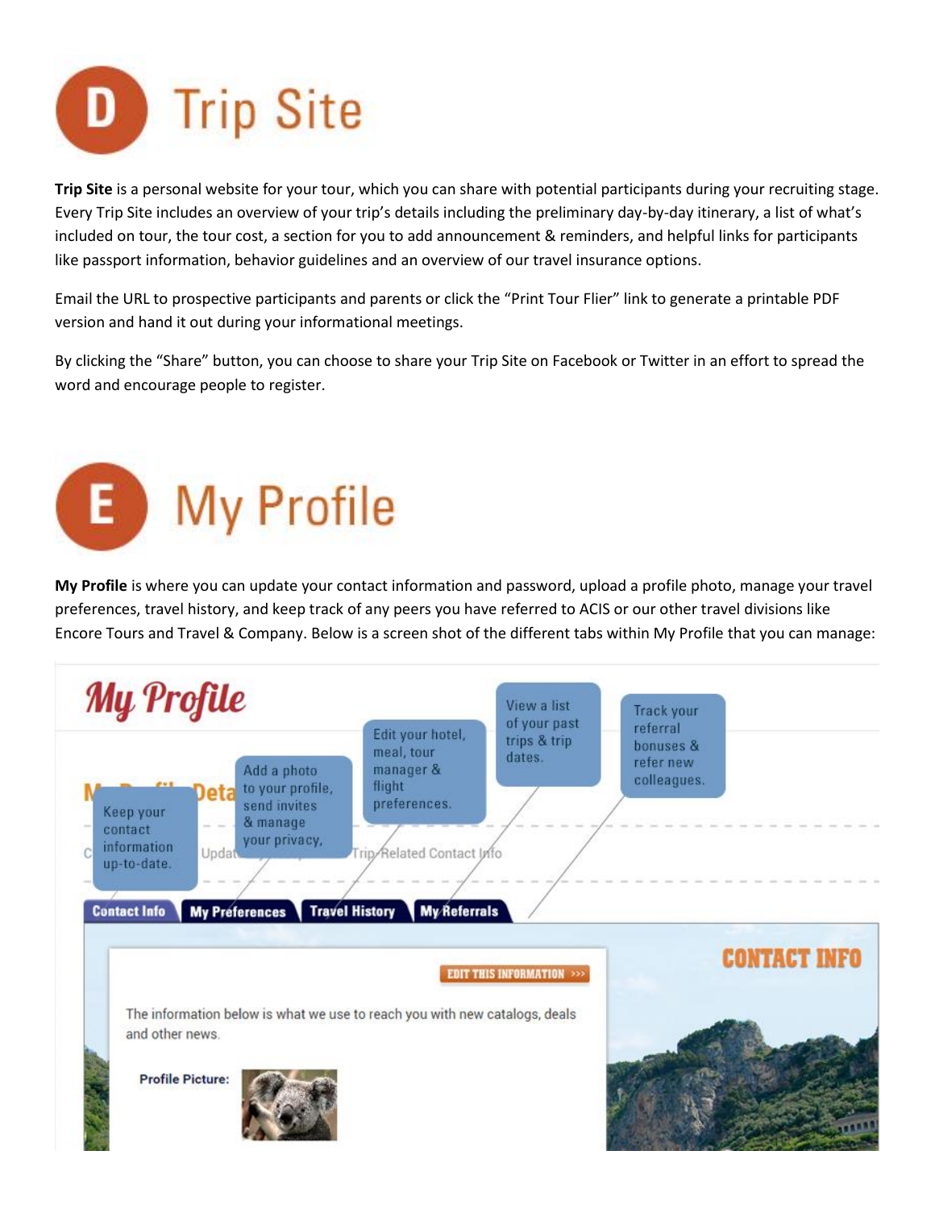# D Trip Site

**Trip Site** is a personal website for your tour, which you can share with potential participants during your recruiting stage. Every Trip Site includes an overview of your trip's details including the preliminary day-by-day itinerary, a list of what's included on tour, the tour cost, a section for you to add announcement & reminders, and helpful links for participants like passport information, behavior guidelines and an overview of our travel insurance options.

Email the URL to prospective participants and parents or click the "Print Tour Flier" link to generate a printable PDF version and hand it out during your informational meetings.

By clicking the "Share" button, you can choose to share your Trip Site on Facebook or Twitter in an effort to spread the word and encourage people to register.

# E My Profile

**My Profile** is where you can update your contact information and password, upload a profile photo, manage your travel preferences, travel history, and keep track of any peers you have referred to ACIS or our other travel divisions like Encore Tours and Travel & Company. Below is a screen shot of the different tabs within My Profile that you can manage:

My Profile

- Contact Info: Keep your contact information up-to-date.
- Add a photo to your profile, send invites & manage your privacy.
- My Preferences: Edit your hotel, meal, tour manager & flight preferences.
- Travel History: View a list of your past trips & trip dates.
- My Referrals: Track your referral bonuses & refer new colleagues.

CONTACT INFO

EDIT THIS INFORMATION >>>

The information below is what we use to reach you with new catalogs, deals and other news.

Profile Picture: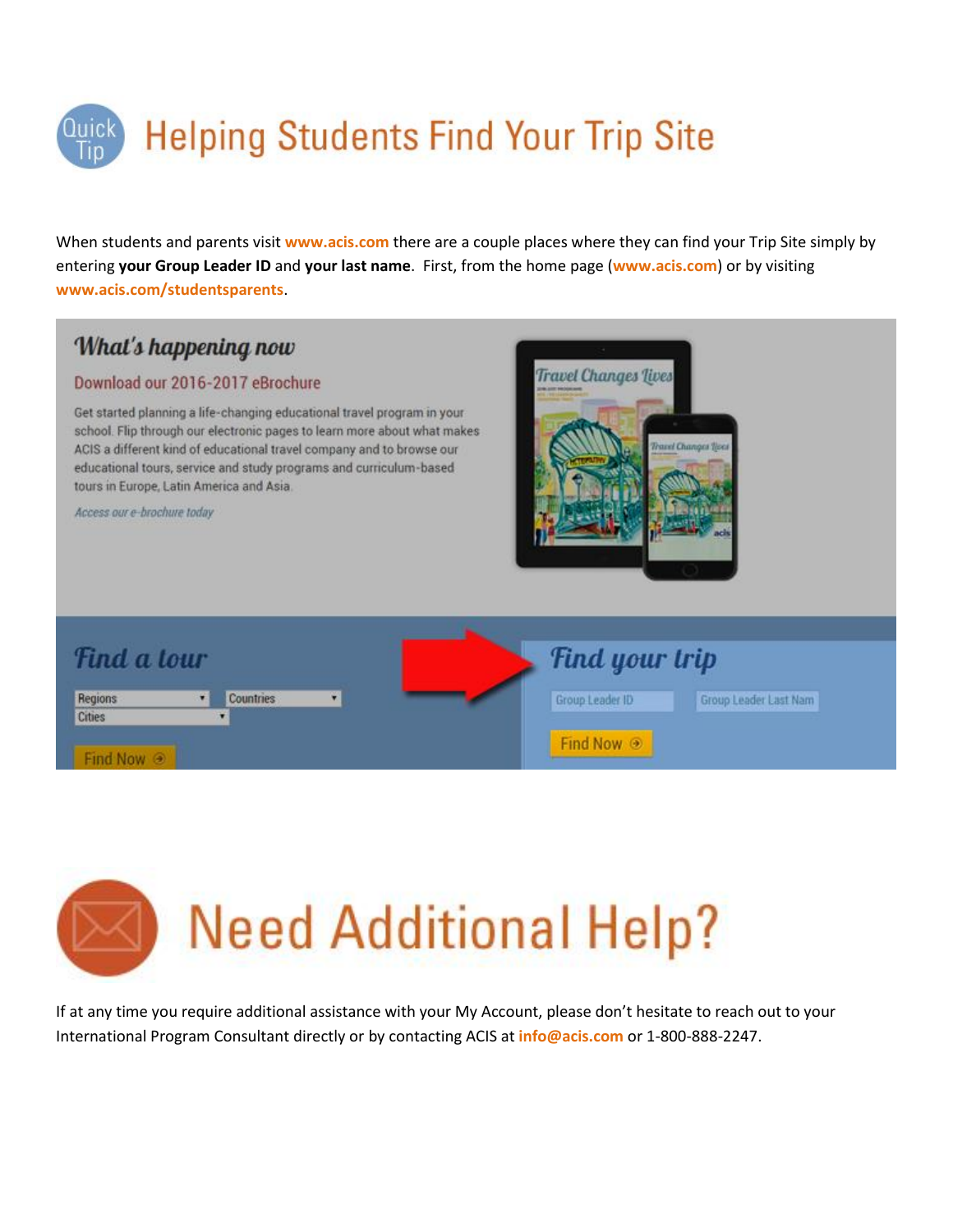# Helping Students Find Your Trip Site

When students and parents visit **www.acis.com** there are a couple places where they can find your Trip Site simply by entering **your Group Leader ID** and **your last name**. First, from the home page (**www.acis.com**) or by visiting **www.acis.com/studentsparents**.

# Need Additional Help?

If at any time you require additional assistance with your My Account, please don't hesitate to reach out to your International Program Consultant directly or by contacting ACIS at **info@acis.com** or 1-800-888-2247.